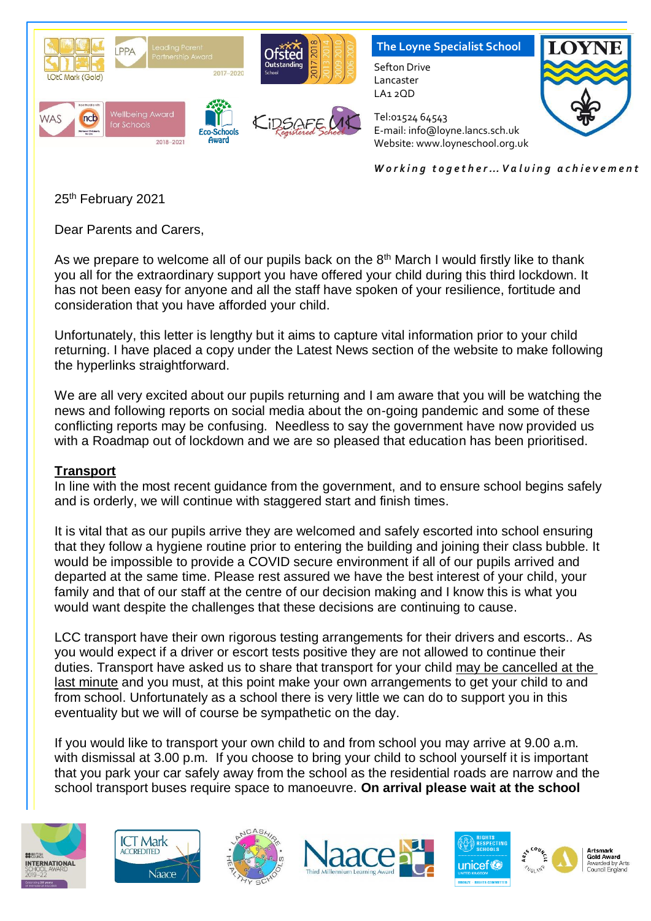**The Loyne Specialist School**

Sefton Drive
Lancaster
LA1 2QD

Tel:01524 64543
E-mail: info@loyne.lancs.sch.uk
Website: www.loyneschool.org.uk

*Working together… Valuing achievement*

25th February 2021

Dear Parents and Carers,

As we prepare to welcome all of our pupils back on the 8th March I would firstly like to thank you all for the extraordinary support you have offered your child during this third lockdown. It has not been easy for anyone and all the staff have spoken of your resilience, fortitude and consideration that you have afforded your child.

Unfortunately, this letter is lengthy but it aims to capture vital information prior to your child returning. I have placed a copy under the Latest News section of the website to make following the hyperlinks straightforward.

We are all very excited about our pupils returning and I am aware that you will be watching the news and following reports on social media about the on-going pandemic and some of these conflicting reports may be confusing. Needless to say the government have now provided us with a Roadmap out of lockdown and we are so pleased that education has been prioritised.

## Transport

In line with the most recent guidance from the government, and to ensure school begins safely and is orderly, we will continue with staggered start and finish times.

It is vital that as our pupils arrive they are welcomed and safely escorted into school ensuring that they follow a hygiene routine prior to entering the building and joining their class bubble. It would be impossible to provide a COVID secure environment if all of our pupils arrived and departed at the same time. Please rest assured we have the best interest of your child, your family and that of our staff at the centre of our decision making and I know this is what you would want despite the challenges that these decisions are continuing to cause.

LCC transport have their own rigorous testing arrangements for their drivers and escorts.. As you would expect if a driver or escort tests positive they are not allowed to continue their duties. Transport have asked us to share that transport for your child may be cancelled at the last minute and you must, at this point make your own arrangements to get your child to and from school. Unfortunately as a school there is very little we can do to support you in this eventuality but we will of course be sympathetic on the day.

If you would like to transport your own child to and from school you may arrive at 9.00 a.m. with dismissal at 3.00 p.m. If you choose to bring your child to school yourself it is important that you park your car safely away from the school as the residential roads are narrow and the school transport buses require space to manoeuvre. **On arrival please wait at the school**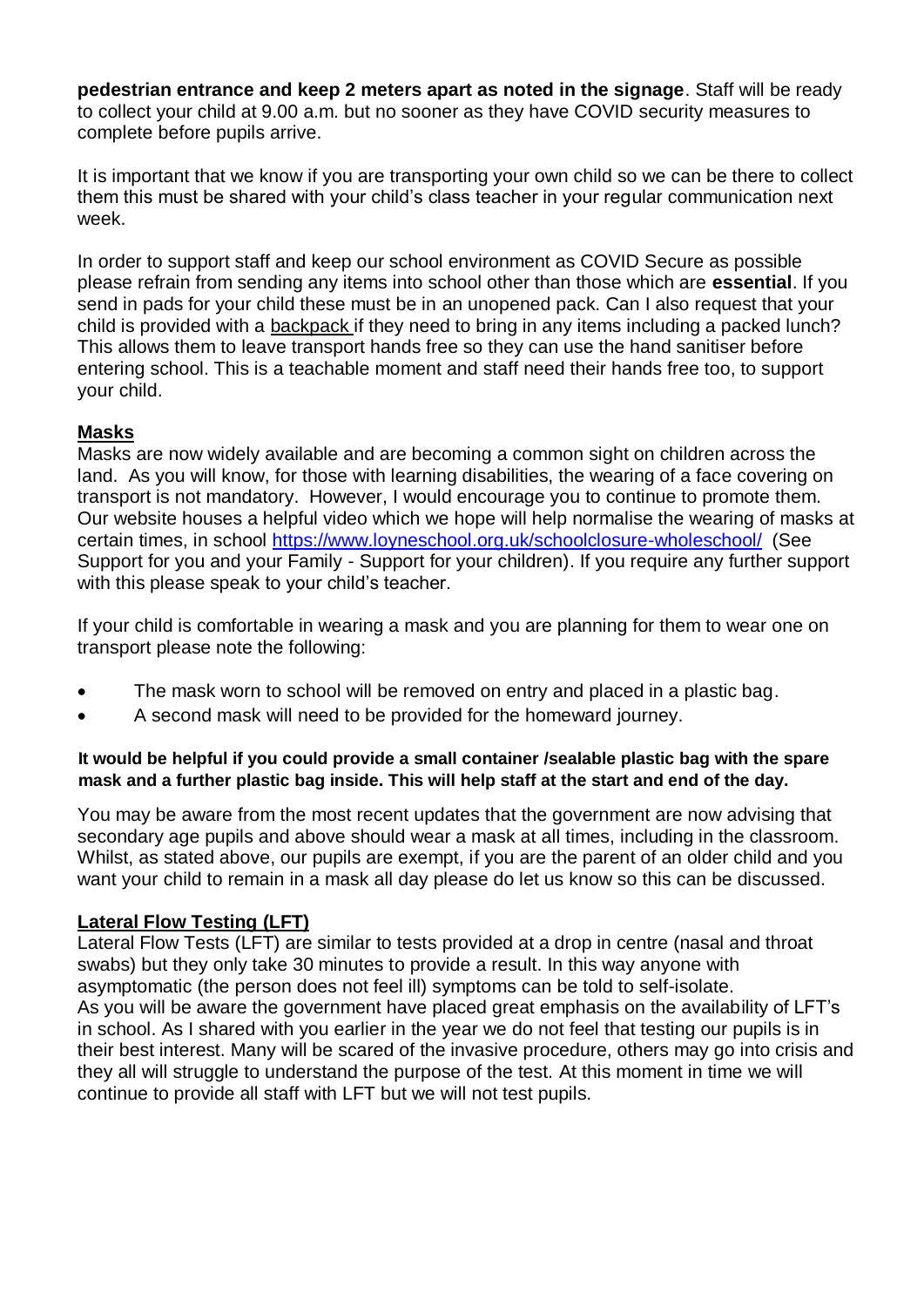**pedestrian entrance and keep 2 meters apart as noted in the signage**. Staff will be ready to collect your child at 9.00 a.m. but no sooner as they have COVID security measures to complete before pupils arrive.

It is important that we know if you are transporting your own child so we can be there to collect them this must be shared with your child's class teacher in your regular communication next week.

In order to support staff and keep our school environment as COVID Secure as possible please refrain from sending any items into school other than those which are **essential**. If you send in pads for your child these must be in an unopened pack. Can I also request that your child is provided with a backpack if they need to bring in any items including a packed lunch? This allows them to leave transport hands free so they can use the hand sanitiser before entering school. This is a teachable moment and staff need their hands free too, to support your child.

## Masks

Masks are now widely available and are becoming a common sight on children across the land. As you will know, for those with learning disabilities, the wearing of a face covering on transport is not mandatory. However, I would encourage you to continue to promote them. Our website houses a helpful video which we hope will help normalise the wearing of masks at certain times, in school https://www.loyneschool.org.uk/schoolclosure-wholeschool/ (See Support for you and your Family - Support for your children). If you require any further support with this please speak to your child's teacher.

If your child is comfortable in wearing a mask and you are planning for them to wear one on transport please note the following:

- The mask worn to school will be removed on entry and placed in a plastic bag.
- A second mask will need to be provided for the homeward journey.

**It would be helpful if you could provide a small container /sealable plastic bag with the spare mask and a further plastic bag inside. This will help staff at the start and end of the day.**

You may be aware from the most recent updates that the government are now advising that secondary age pupils and above should wear a mask at all times, including in the classroom. Whilst, as stated above, our pupils are exempt, if you are the parent of an older child and you want your child to remain in a mask all day please do let us know so this can be discussed.

## Lateral Flow Testing (LFT)

Lateral Flow Tests (LFT) are similar to tests provided at a drop in centre (nasal and throat swabs) but they only take 30 minutes to provide a result. In this way anyone with asymptomatic (the person does not feel ill) symptoms can be told to self-isolate.
As you will be aware the government have placed great emphasis on the availability of LFT's in school. As I shared with you earlier in the year we do not feel that testing our pupils is in their best interest. Many will be scared of the invasive procedure, others may go into crisis and they all will struggle to understand the purpose of the test. At this moment in time we will continue to provide all staff with LFT but we will not test pupils.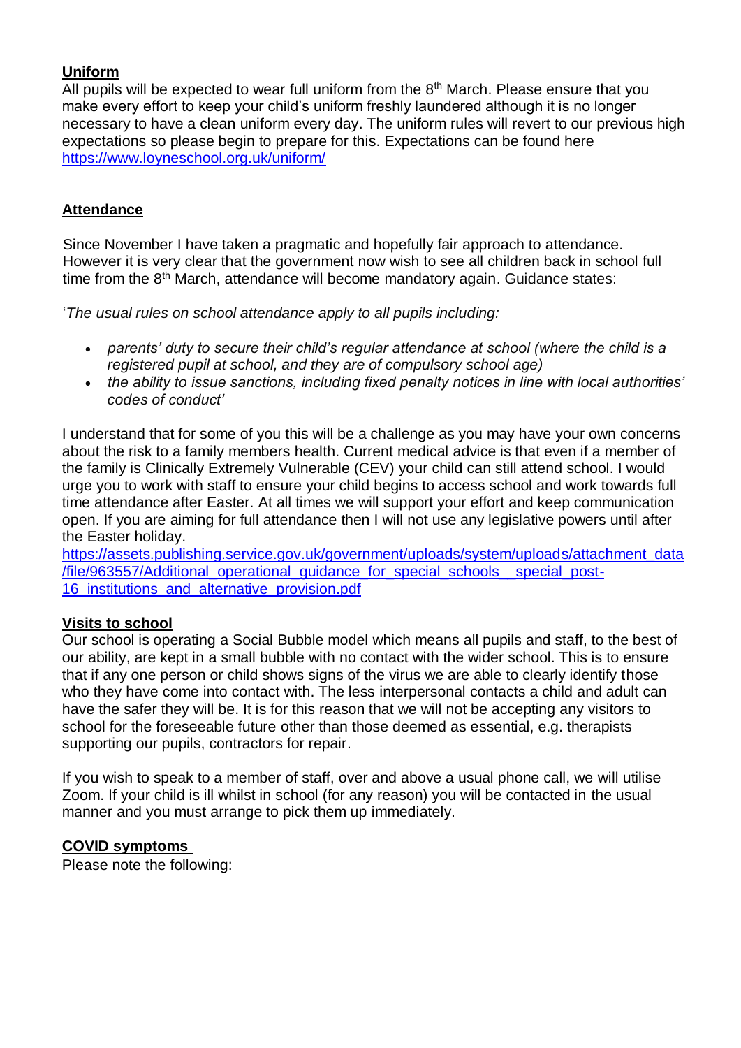**Uniform**

All pupils will be expected to wear full uniform from the 8th March. Please ensure that you make every effort to keep your child's uniform freshly laundered although it is no longer necessary to have a clean uniform every day. The uniform rules will revert to our previous high expectations so please begin to prepare for this. Expectations can be found here https://www.loyneschool.org.uk/uniform/

**Attendance**

Since November I have taken a pragmatic and hopefully fair approach to attendance. However it is very clear that the government now wish to see all children back in school full time from the 8th March, attendance will become mandatory again. Guidance states:

'*The usual rules on school attendance apply to all pupils including:*

- *parents' duty to secure their child's regular attendance at school (where the child is a registered pupil at school, and they are of compulsory school age)*
- *the ability to issue sanctions, including fixed penalty notices in line with local authorities' codes of conduct'*

I understand that for some of you this will be a challenge as you may have your own concerns about the risk to a family members health. Current medical advice is that even if a member of the family is Clinically Extremely Vulnerable (CEV) your child can still attend school. I would urge you to work with staff to ensure your child begins to access school and work towards full time attendance after Easter. At all times we will support your effort and keep communication open. If you are aiming for full attendance then I will not use any legislative powers until after the Easter holiday.
https://assets.publishing.service.gov.uk/government/uploads/system/uploads/attachment_data/file/963557/Additional_operational_guidance_for_special_schools__special_post-16_institutions_and_alternative_provision.pdf

**Visits to school**

Our school is operating a Social Bubble model which means all pupils and staff, to the best of our ability, are kept in a small bubble with no contact with the wider school. This is to ensure that if any one person or child shows signs of the virus we are able to clearly identify those who they have come into contact with. The less interpersonal contacts a child and adult can have the safer they will be. It is for this reason that we will not be accepting any visitors to school for the foreseeable future other than those deemed as essential, e.g. therapists supporting our pupils, contractors for repair.

If you wish to speak to a member of staff, over and above a usual phone call, we will utilise Zoom. If your child is ill whilst in school (for any reason) you will be contacted in the usual manner and you must arrange to pick them up immediately.

**COVID symptoms**

Please note the following: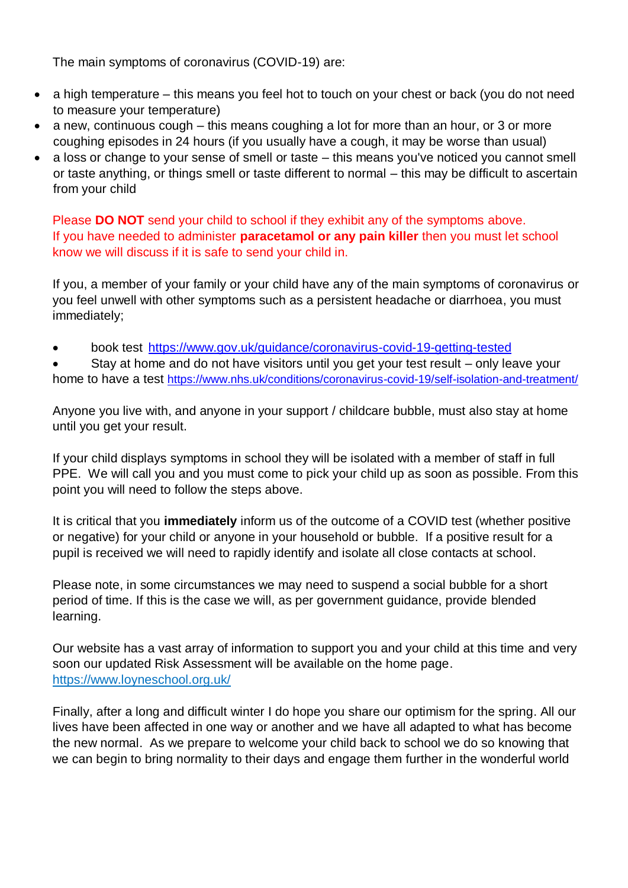The main symptoms of coronavirus (COVID-19) are:

- a high temperature – this means you feel hot to touch on your chest or back (you do not need to measure your temperature)
- a new, continuous cough – this means coughing a lot for more than an hour, or 3 or more coughing episodes in 24 hours (if you usually have a cough, it may be worse than usual)
- a loss or change to your sense of smell or taste – this means you've noticed you cannot smell or taste anything, or things smell or taste different to normal – this may be difficult to ascertain from your child

Please **DO NOT** send your child to school if they exhibit any of the symptoms above.
If you have needed to administer **paracetamol or any pain killer** then you must let school know we will discuss if it is safe to send your child in.

If you, a member of your family or your child have any of the main symptoms of coronavirus or you feel unwell with other symptoms such as a persistent headache or diarrhoea, you must immediately;

- book test https://www.gov.uk/guidance/coronavirus-covid-19-getting-tested
- Stay at home and do not have visitors until you get your test result – only leave your home to have a test https://www.nhs.uk/conditions/coronavirus-covid-19/self-isolation-and-treatment/

Anyone you live with, and anyone in your support / childcare bubble, must also stay at home until you get your result.

If your child displays symptoms in school they will be isolated with a member of staff in full PPE. We will call you and you must come to pick your child up as soon as possible. From this point you will need to follow the steps above.

It is critical that you **immediately** inform us of the outcome of a COVID test (whether positive or negative) for your child or anyone in your household or bubble. If a positive result for a pupil is received we will need to rapidly identify and isolate all close contacts at school.

Please note, in some circumstances we may need to suspend a social bubble for a short period of time. If this is the case we will, as per government guidance, provide blended learning.

Our website has a vast array of information to support you and your child at this time and very soon our updated Risk Assessment will be available on the home page.
https://www.loyneschool.org.uk/

Finally, after a long and difficult winter I do hope you share our optimism for the spring. All our lives have been affected in one way or another and we have all adapted to what has become the new normal. As we prepare to welcome your child back to school we do so knowing that we can begin to bring normality to their days and engage them further in the wonderful world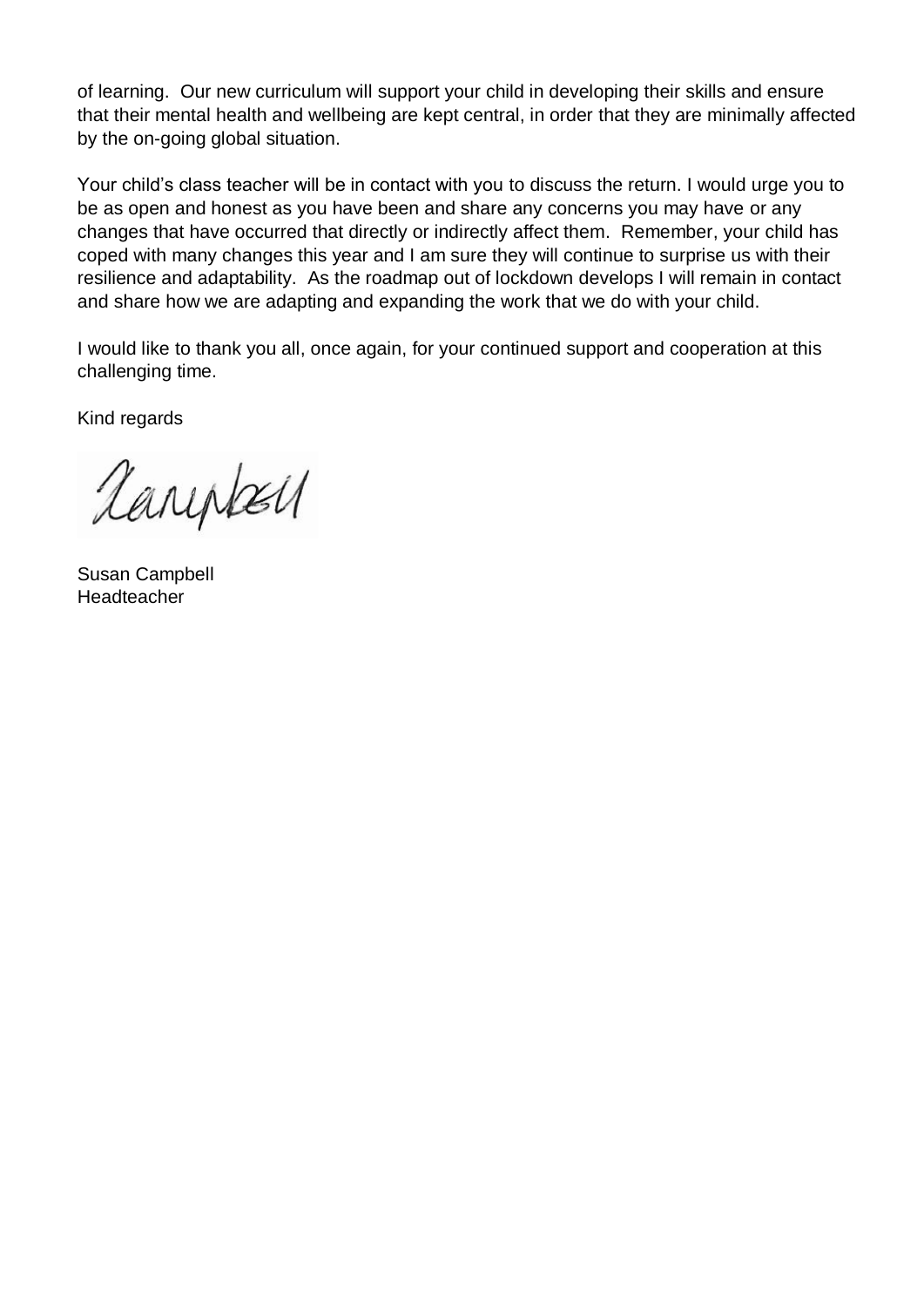of learning. Our new curriculum will support your child in developing their skills and ensure that their mental health and wellbeing are kept central, in order that they are minimally affected by the on-going global situation.

Your child's class teacher will be in contact with you to discuss the return. I would urge you to be as open and honest as you have been and share any concerns you may have or any changes that have occurred that directly or indirectly affect them. Remember, your child has coped with many changes this year and I am sure they will continue to surprise us with their resilience and adaptability. As the roadmap out of lockdown develops I will remain in contact and share how we are adapting and expanding the work that we do with your child.

I would like to thank you all, once again, for your continued support and cooperation at this challenging time.

Kind regards

Susan Campbell
Headteacher